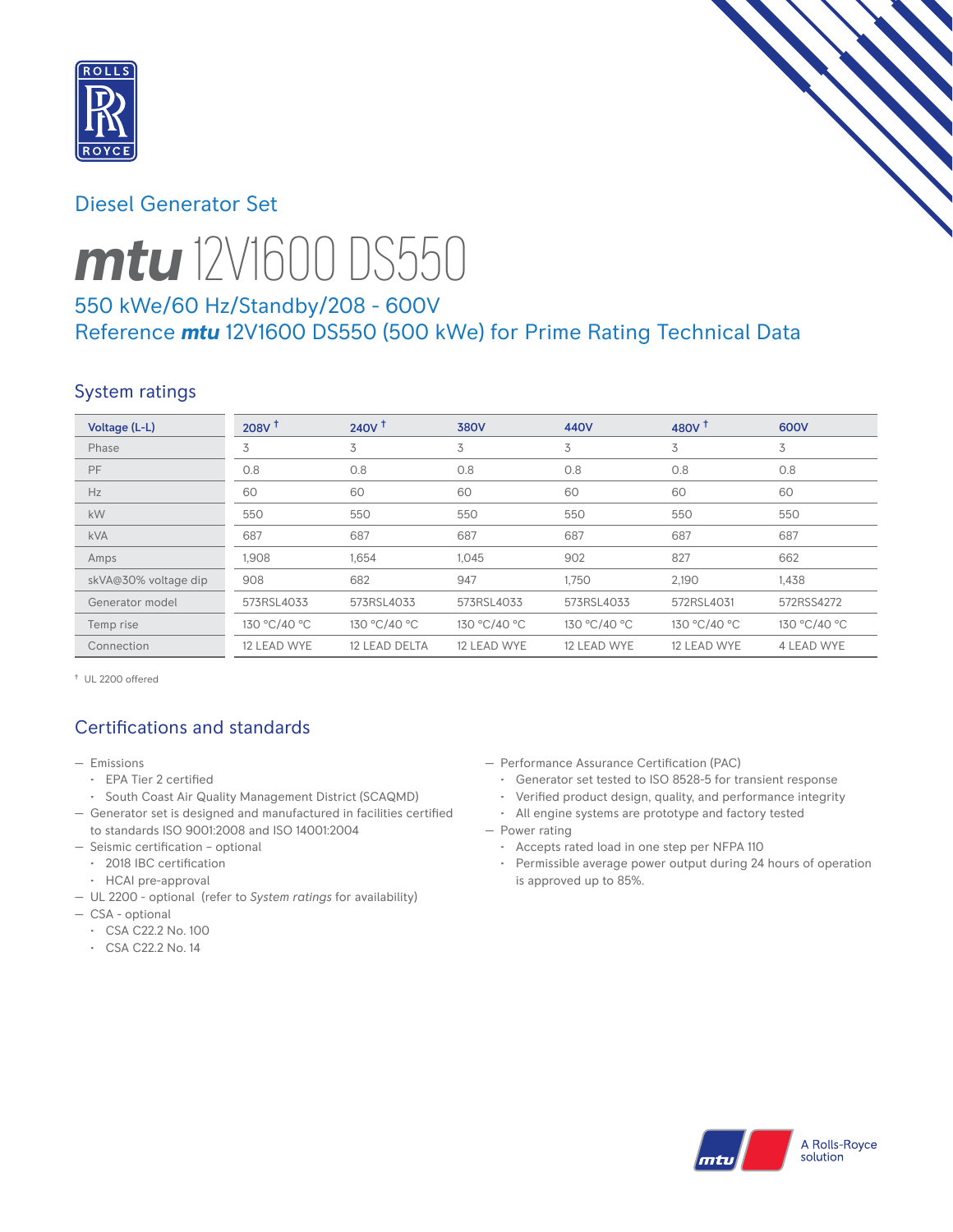# Diesel Generator Set

# mtu 12V1600 DS550

## 550 kWe/60 Hz/Standby/208 - 600V
## Reference *mtu* 12V1600 DS550 (500 kWe) for Prime Rating Technical Data

## System ratings

| Voltage (L-L) | 208V † | 240V † | 380V | 440V | 480V † | 600V |
|---|---|---|---|---|---|---|
| Phase | 3 | 3 | 3 | 3 | 3 | 3 |
| PF | 0.8 | 0.8 | 0.8 | 0.8 | 0.8 | 0.8 |
| Hz | 60 | 60 | 60 | 60 | 60 | 60 |
| kW | 550 | 550 | 550 | 550 | 550 | 550 |
| kVA | 687 | 687 | 687 | 687 | 687 | 687 |
| Amps | 1,908 | 1,654 | 1,045 | 902 | 827 | 662 |
| skVA@30% voltage dip | 908 | 682 | 947 | 1,750 | 2,190 | 1,438 |
| Generator model | 573RSL4033 | 573RSL4033 | 573RSL4033 | 573RSL4033 | 572RSL4031 | 572RSS4272 |
| Temp rise | 130 °C/40 °C | 130 °C/40 °C | 130 °C/40 °C | 130 °C/40 °C | 130 °C/40 °C | 130 °C/40 °C |
| Connection | 12 LEAD WYE | 12 LEAD DELTA | 12 LEAD WYE | 12 LEAD WYE | 12 LEAD WYE | 4 LEAD WYE |

† UL 2200 offered

## Certifications and standards

- Emissions
  - EPA Tier 2 certified
  - South Coast Air Quality Management District (SCAQMD)
- Generator set is designed and manufactured in facilities certified to standards ISO 9001:2008 and ISO 14001:2004
- Seismic certification – optional
  - 2018 IBC certification
  - HCAI pre-approval
- UL 2200 - optional (refer to *System ratings* for availability)
- CSA - optional
  - CSA C22.2 No. 100
  - CSA C22.2 No. 14
- Performance Assurance Certification (PAC)
  - Generator set tested to ISO 8528-5 for transient response
  - Verified product design, quality, and performance integrity
  - All engine systems are prototype and factory tested
- Power rating
  - Accepts rated load in one step per NFPA 110
  - Permissible average power output during 24 hours of operation is approved up to 85%.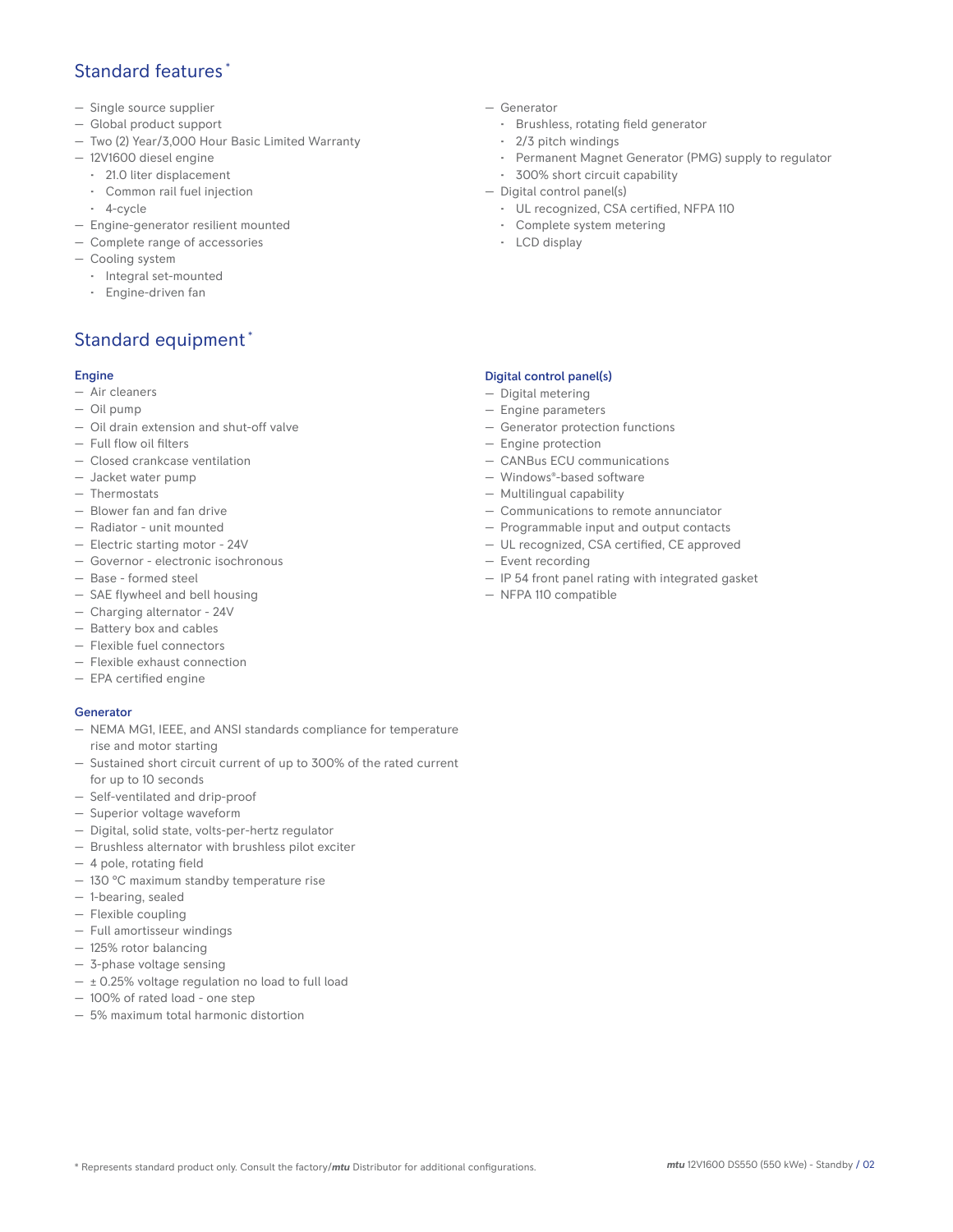## Standard features *

- Single source supplier
- Global product support
- Two (2) Year/3,000 Hour Basic Limited Warranty
- 12V1600 diesel engine
  - 21.0 liter displacement
  - Common rail fuel injection
  - 4-cycle
- Engine-generator resilient mounted
- Complete range of accessories
- Cooling system
  - Integral set-mounted
  - Engine-driven fan
- Generator
  - Brushless, rotating field generator
  - 2/3 pitch windings
  - Permanent Magnet Generator (PMG) supply to regulator
  - 300% short circuit capability
- Digital control panel(s)
  - UL recognized, CSA certified, NFPA 110
  - Complete system metering
  - LCD display

## Standard equipment *

### Engine

- Air cleaners
- Oil pump
- Oil drain extension and shut-off valve
- Full flow oil filters
- Closed crankcase ventilation
- Jacket water pump
- Thermostats
- Blower fan and fan drive
- Radiator - unit mounted
- Electric starting motor - 24V
- Governor - electronic isochronous
- Base - formed steel
- SAE flywheel and bell housing
- Charging alternator - 24V
- Battery box and cables
- Flexible fuel connectors
- Flexible exhaust connection
- EPA certified engine

### Generator

- NEMA MG1, IEEE, and ANSI standards compliance for temperature rise and motor starting
- Sustained short circuit current of up to 300% of the rated current for up to 10 seconds
- Self-ventilated and drip-proof
- Superior voltage waveform
- Digital, solid state, volts-per-hertz regulator
- Brushless alternator with brushless pilot exciter
- 4 pole, rotating field
- 130 °C maximum standby temperature rise
- 1-bearing, sealed
- Flexible coupling
- Full amortisseur windings
- 125% rotor balancing
- 3-phase voltage sensing
- ± 0.25% voltage regulation no load to full load
- 100% of rated load - one step
- 5% maximum total harmonic distortion

### Digital control panel(s)

- Digital metering
- Engine parameters
- Generator protection functions
- Engine protection
- CANBus ECU communications
- Windows®-based software
- Multilingual capability
- Communications to remote annunciator
- Programmable input and output contacts
- UL recognized, CSA certified, CE approved
- Event recording
- IP 54 front panel rating with integrated gasket
- NFPA 110 compatible

* Represents standard product only. Consult the factory/***mtu*** Distributor for additional configurations.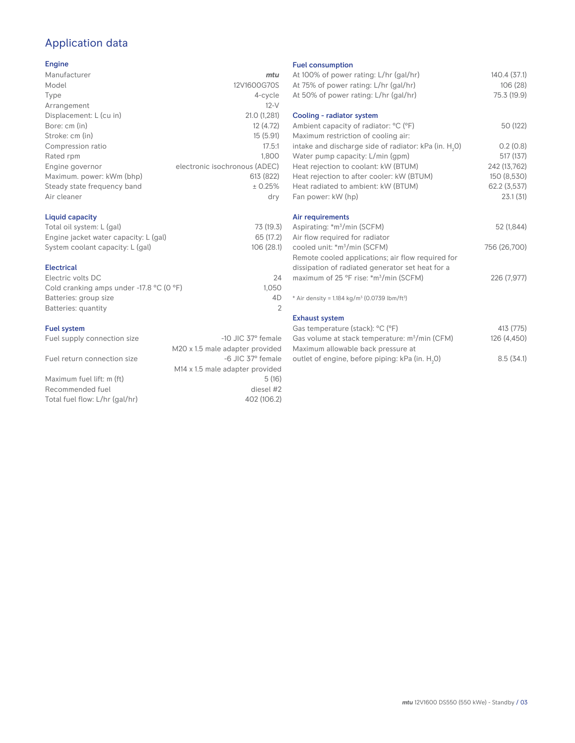# Application data

## Engine

| | |
|---|---|
| Manufacturer | *mtu* |
| Model | 12V1600G70S |
| Type | 4-cycle |
| Arrangement | 12-V |
| Displacement: L (cu in) | 21.0 (1,281) |
| Bore: cm (in) | 12 (4.72) |
| Stroke: cm (in) | 15 (5.91) |
| Compression ratio | 17.5:1 |
| Rated rpm | 1,800 |
| Engine governor | electronic isochronous (ADEC) |
| Maximum. power: kWm (bhp) | 613 (822) |
| Steady state frequency band | ± 0.25% |
| Air cleaner | dry |

## Liquid capacity

| | |
|---|---|
| Total oil system: L (gal) | 73 (19.3) |
| Engine jacket water capacity: L (gal) | 65 (17.2) |
| System coolant capacity: L (gal) | 106 (28.1) |

## Electrical

| | |
|---|---|
| Electric volts DC | 24 |
| Cold cranking amps under -17.8 °C (0 °F) | 1,050 |
| Batteries: group size | 4D |
| Batteries: quantity | 2 |

## Fuel system

| | |
|---|---|
| Fuel supply connection size | -10 JIC 37° female<br>M20 x 1.5 male adapter provided |
| Fuel return connection size | -6 JIC 37° female<br>M14 x 1.5 male adapter provided |
| Maximum fuel lift: m (ft) | 5 (16) |
| Recommended fuel | diesel #2 |
| Total fuel flow: L/hr (gal/hr) | 402 (106.2) |

## Fuel consumption

| | |
|---|---|
| At 100% of power rating: L/hr (gal/hr) | 140.4 (37.1) |
| At 75% of power rating: L/hr (gal/hr) | 106 (28) |
| At 50% of power rating: L/hr (gal/hr) | 75.3 (19.9) |

## Cooling - radiator system

| | |
|---|---|
| Ambient capacity of radiator: °C (°F) | 50 (122) |
| Maximum restriction of cooling air: intake and discharge side of radiator: kPa (in. $H_2O$) | 0.2 (0.8) |
| Water pump capacity: L/min (gpm) | 517 (137) |
| Heat rejection to coolant: kW (BTUM) | 242 (13,762) |
| Heat rejection to after cooler: kW (BTUM) | 150 (8,530) |
| Heat radiated to ambient: kW (BTUM) | 62.2 (3,537) |
| Fan power: kW (hp) | 23.1 (31) |

## Air requirements

| | |
|---|---|
| Aspirating: *m³/min (SCFM) | 52 (1,844) |
| Air flow required for radiator cooled unit: *m³/min (SCFM) | 756 (26,700) |
| Remote cooled applications; air flow required for dissipation of radiated generator set heat for a maximum of 25 °F rise: *m³/min (SCFM) | 226 (7,977) |

\* Air density = 1.184 kg/m³ (0.0739 lbm/ft³)

## Exhaust system

| | |
|---|---|
| Gas temperature (stack): °C (°F) | 413 (775) |
| Gas volume at stack temperature: m³/min (CFM) | 126 (4,450) |
| Maximum allowable back pressure at outlet of engine, before piping: kPa (in. $H_2O$) | 8.5 (34.1) |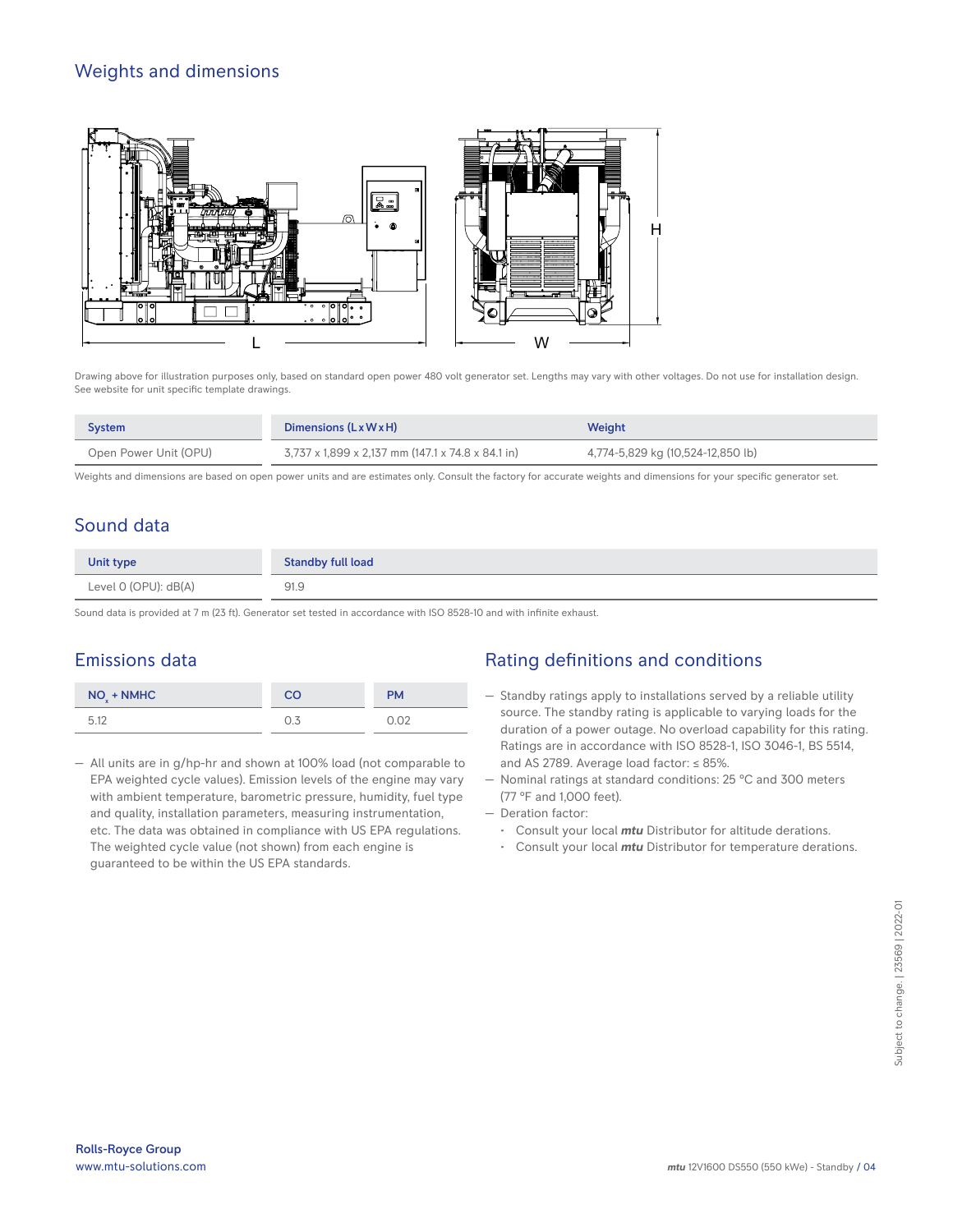## Weights and dimensions

L

W

H

Drawing above for illustration purposes only, based on standard open power 480 volt generator set. Lengths may vary with other voltages. Do not use for installation design. See website for unit specific template drawings.

| System | Dimensions (L x W x H) | Weight |
|---|---|---|
| Open Power Unit (OPU) | 3,737 x 1,899 x 2,137 mm (147.1 x 74.8 x 84.1 in) | 4,774-5,829 kg (10,524-12,850 lb) |

Weights and dimensions are based on open power units and are estimates only. Consult the factory for accurate weights and dimensions for your specific generator set.

## Sound data

| Unit type | Standby full load |
|---|---|
| Level 0 (OPU): dB(A) | 91.9 |

Sound data is provided at 7 m (23 ft). Generator set tested in accordance with ISO 8528-10 and with infinite exhaust.

## Emissions data

| $NO_x$ + NMHC | CO | PM |
|---|---|---|
| 5.12 | 0.3 | 0.02 |

- All units are in g/hp-hr and shown at 100% load (not comparable to EPA weighted cycle values). Emission levels of the engine may vary with ambient temperature, barometric pressure, humidity, fuel type and quality, installation parameters, measuring instrumentation, etc. The data was obtained in compliance with US EPA regulations. The weighted cycle value (not shown) from each engine is guaranteed to be within the US EPA standards.

## Rating definitions and conditions

- Standby ratings apply to installations served by a reliable utility source. The standby rating is applicable to varying loads for the duration of a power outage. No overload capability for this rating. Ratings are in accordance with ISO 8528-1, ISO 3046-1, BS 5514, and AS 2789. Average load factor: ≤ 85%.
- Nominal ratings at standard conditions: 25 °C and 300 meters (77 °F and 1,000 feet).
- Deration factor:
  - Consult your local ***mtu*** Distributor for altitude derations.
  - Consult your local ***mtu*** Distributor for temperature derations.

Subject to change. | 23569 | 2022-01

Rolls-Royce Group
www.mtu-solutions.com